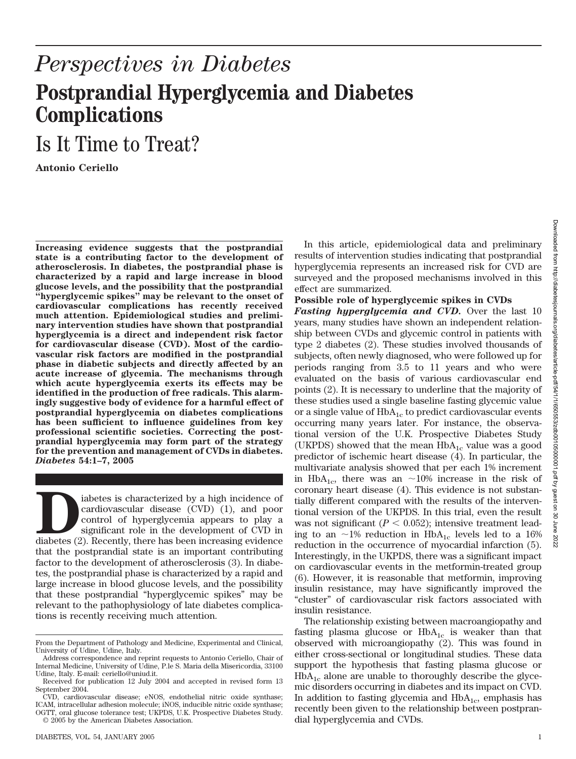# *Perspectives in Diabetes*

# Postprandial Hyperglycemia and Diabetes Complications

## Is It Time to Treat?

**Antonio Ceriello**

**Increasing evidence suggests that the postprandial state is a contributing factor to the development of atherosclerosis. In diabetes, the postprandial phase is characterized by a rapid and large increase in blood glucose levels, and the possibility that the postprandial "hyperglycemic spikes" may be relevant to the onset of cardiovascular complications has recently received much attention. Epidemiological studies and preliminary intervention studies have shown that postprandial hyperglycemia is a direct and independent risk factor for cardiovascular disease (CVD). Most of the cardiovascular risk factors are modified in the postprandial phase in diabetic subjects and directly affected by an acute increase of glycemia. The mechanisms through which acute hyperglycemia exerts its effects may be identified in the production of free radicals. This alarmingly suggestive body of evidence for a harmful effect of postprandial hyperglycemia on diabetes complications has been sufficient to influence guidelines from key professional scientific societies. Correcting the postprandial hyperglycemia may form part of the strategy for the prevention and management of CVDs in diabetes.** ***Diabetes*** **54:1–7, 2005**

Diabetes is characterized by a high incidence of cardiovascular disease (CVD) (1), and poor control of hyperglycemia appears to play a significant role in the development of CVD in diabetes (2). Recently, there has been increasing evidence that the postprandial state is an important contributing factor to the development of atherosclerosis (3). In diabetes, the postprandial phase is characterized by a rapid and large increase in blood glucose levels, and the possibility that these postprandial "hyperglycemic spikes" may be relevant to the pathophysiology of late diabetes complications is recently receiving much attention.

From the Department of Pathology and Medicine, Experimental and Clinical, University of Udine, Udine, Italy.

Address correspondence and reprint requests to Antonio Ceriello, Chair of Internal Medicine, University of Udine, P.le S. Maria della Misericordia, 33100 Udine, Italy. E-mail: ceriello@uniud.it.

Received for publication 12 July 2004 and accepted in revised form 13 September 2004.

CVD, cardiovascular disease; eNOS, endothelial nitric oxide synthase; ICAM, intracellular adhesion molecule; iNOS, inducible nitric oxide synthase; OGTT, oral glucose tolerance test; UKPDS, U.K. Prospective Diabetes Study.

© 2005 by the American Diabetes Association.

In this article, epidemiological data and preliminary results of intervention studies indicating that postprandial hyperglycemia represents an increased risk for CVD are surveyed and the proposed mechanisms involved in this effect are summarized.

### Possible role of hyperglycemic spikes in CVDs

***Fasting hyperglycemia and CVD.*** Over the last 10 years, many studies have shown an independent relationship between CVDs and glycemic control in patients with type 2 diabetes (2). These studies involved thousands of subjects, often newly diagnosed, who were followed up for periods ranging from 3.5 to 11 years and who were evaluated on the basis of various cardiovascular end points (2). It is necessary to underline that the majority of these studies used a single baseline fasting glycemic value or a single value of $HbA_{1c}$ to predict cardiovascular events occurring many years later. For instance, the observational version of the U.K. Prospective Diabetes Study (UKPDS) showed that the mean $HbA_{1c}$ value was a good predictor of ischemic heart disease (4). In particular, the multivariate analysis showed that per each 1% increment in $HbA_{1c}$, there was an ~10% increase in the risk of coronary heart disease (4). This evidence is not substantially different compared with the results of the interventional version of the UKPDS. In this trial, even the result was not significant ($P < 0.052$); intensive treatment leading to an ~1% reduction in $HbA_{1c}$ levels led to a 16% reduction in the occurrence of myocardial infarction (5). Interestingly, in the UKPDS, there was a significant impact on cardiovascular events in the metformin-treated group (6). However, it is reasonable that metformin, improving insulin resistance, may have significantly improved the "cluster" of cardiovascular risk factors associated with insulin resistance.

The relationship existing between macroangiopathy and fasting plasma glucose or $HbA_{1c}$ is weaker than that observed with microangiopathy (2). This was found in either cross-sectional or longitudinal studies. These data support the hypothesis that fasting plasma glucose or $HbA_{1c}$ alone are unable to thoroughly describe the glycemic disorders occurring in diabetes and its impact on CVD. In addition to fasting glycemia and $HbA_{1c}$, emphasis has recently been given to the relationship between postprandial hyperglycemia and CVDs.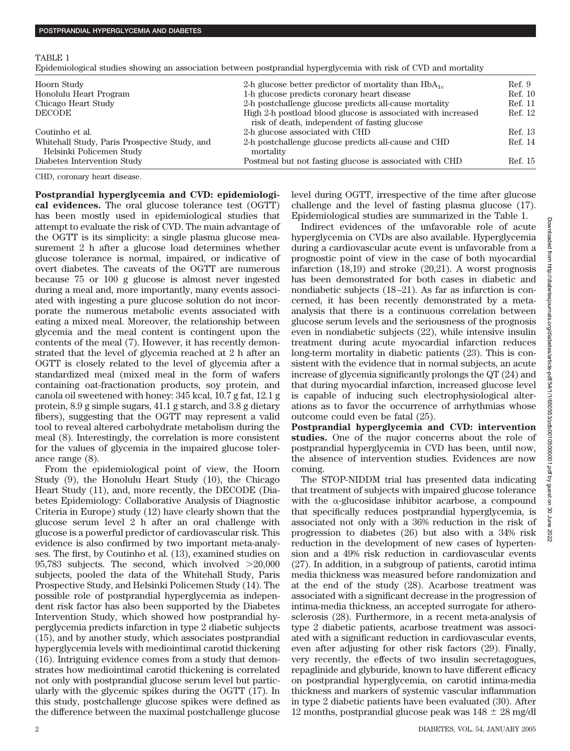TABLE 1

Epidemiological studies showing an association between postprandial hyperglycemia with risk of CVD and mortality

| | | |
|---|---|---|
| Hoorn Study | 2-h glucose better predictor of mortality than $HbA_{1c}$ | Ref. 9 |
| Honolulu Heart Program | 1-h glucose predicts coronary heart disease | Ref. 10 |
| Chicago Heart Study | 2-h postchallenge glucose predicts all-cause mortality | Ref. 11 |
| DECODE | High 2-h postload blood glucose is associated with increased risk of death, independent of fasting glucose | Ref. 12 |
| Coutinho et al. | 2-h glucose associated with CHD | Ref. 13 |
| Whitehall Study, Paris Prospective Study, and Helsinki Policemen Study | 2-h postchallenge glucose predicts all-cause and CHD mortality | Ref. 14 |
| Diabetes Intervention Study | Postmeal but not fasting glucose is associated with CHD | Ref. 15 |

CHD, coronary heart disease.

**Postprandial hyperglycemia and CVD: epidemiological evidences.** The oral glucose tolerance test (OGTT) has been mostly used in epidemiological studies that attempt to evaluate the risk of CVD. The main advantage of the OGTT is its simplicity: a single plasma glucose measurement 2 h after a glucose load determines whether glucose tolerance is normal, impaired, or indicative of overt diabetes. The caveats of the OGTT are numerous because 75 or 100 g glucose is almost never ingested during a meal and, more importantly, many events associated with ingesting a pure glucose solution do not incorporate the numerous metabolic events associated with eating a mixed meal. Moreover, the relationship between glycemia and the meal content is contingent upon the contents of the meal (7). However, it has recently demonstrated that the level of glycemia reached at 2 h after an OGTT is closely related to the level of glycemia after a standardized meal (mixed meal in the form of wafers containing oat-fractionation products, soy protein, and canola oil sweetened with honey: 345 kcal, 10.7 g fat, 12.1 g protein, 8.9 g simple sugars, 41.1 g starch, and 3.8 g dietary fibers), suggesting that the OGTT may represent a valid tool to reveal altered carbohydrate metabolism during the meal (8). Interestingly, the correlation is more consistent for the values of glycemia in the impaired glucose tolerance range (8).

From the epidemiological point of view, the Hoorn Study (9), the Honolulu Heart Study (10), the Chicago Heart Study (11), and, more recently, the DECODE (Diabetes Epidemiology: Collaborative Analysis of Diagnostic Criteria in Europe) study (12) have clearly shown that the glucose serum level 2 h after an oral challenge with glucose is a powerful predictor of cardiovascular risk. This evidence is also confirmed by two important meta-analyses. The first, by Coutinho et al. (13), examined studies on 95,783 subjects. The second, which involved >20,000 subjects, pooled the data of the Whitehall Study, Paris Prospective Study, and Helsinki Policemen Study (14). The possible role of postprandial hyperglycemia as independent risk factor has also been supported by the Diabetes Intervention Study, which showed how postprandial hyperglycemia predicts infarction in type 2 diabetic subjects (15), and by another study, which associates postprandial hyperglycemia levels with mediointimal carotid thickening (16). Intriguing evidence comes from a study that demonstrates how mediointimal carotid thickening is correlated not only with postprandial glucose serum level but particularly with the glycemic spikes during the OGTT (17). In this study, postchallenge glucose spikes were defined as the difference between the maximal postchallenge glucose level during OGTT, irrespective of the time after glucose challenge and the level of fasting plasma glucose (17). Epidemiological studies are summarized in the Table 1.

Indirect evidences of the unfavorable role of acute hyperglycemia on CVDs are also available. Hyperglycemia during a cardiovascular acute event is unfavorable from a prognostic point of view in the case of both myocardial infarction (18,19) and stroke (20,21). A worst prognosis has been demonstrated for both cases in diabetic and nondiabetic subjects (18–21). As far as infarction is concerned, it has been recently demonstrated by a meta-analysis that there is a continuous correlation between glucose serum levels and the seriousness of the prognosis even in nondiabetic subjects (22), while intensive insulin treatment during acute myocardial infarction reduces long-term mortality in diabetic patients (23). This is consistent with the evidence that in normal subjects, an acute increase of glycemia significantly prolongs the QT (24) and that during myocardial infarction, increased glucose level is capable of inducing such electrophysiological alterations as to favor the occurrence of arrhythmias whose outcome could even be fatal (25).

**Postprandial hyperglycemia and CVD: intervention studies.** One of the major concerns about the role of postprandial hyperglycemia in CVD has been, until now, the absence of intervention studies. Evidences are now coming.

The STOP-NIDDM trial has presented data indicating that treatment of subjects with impaired glucose tolerance with the α-glucosidase inhibitor acarbose, a compound that specifically reduces postprandial hyperglycemia, is associated not only with a 36% reduction in the risk of progression to diabetes (26) but also with a 34% risk reduction in the development of new cases of hypertension and a 49% risk reduction in cardiovascular events (27). In addition, in a subgroup of patients, carotid intima media thickness was measured before randomization and at the end of the study (28). Acarbose treatment was associated with a significant decrease in the progression of intima-media thickness, an accepted surrogate for atherosclerosis (28). Furthermore, in a recent meta-analysis of type 2 diabetic patients, acarbose treatment was associated with a significant reduction in cardiovascular events, even after adjusting for other risk factors (29). Finally, very recently, the effects of two insulin secretagogues, repaglinide and glyburide, known to have different efficacy on postprandial hyperglycemia, on carotid intima-media thickness and markers of systemic vascular inflammation in type 2 diabetic patients have been evaluated (30). After 12 months, postprandial glucose peak was 148 ± 28 mg/dl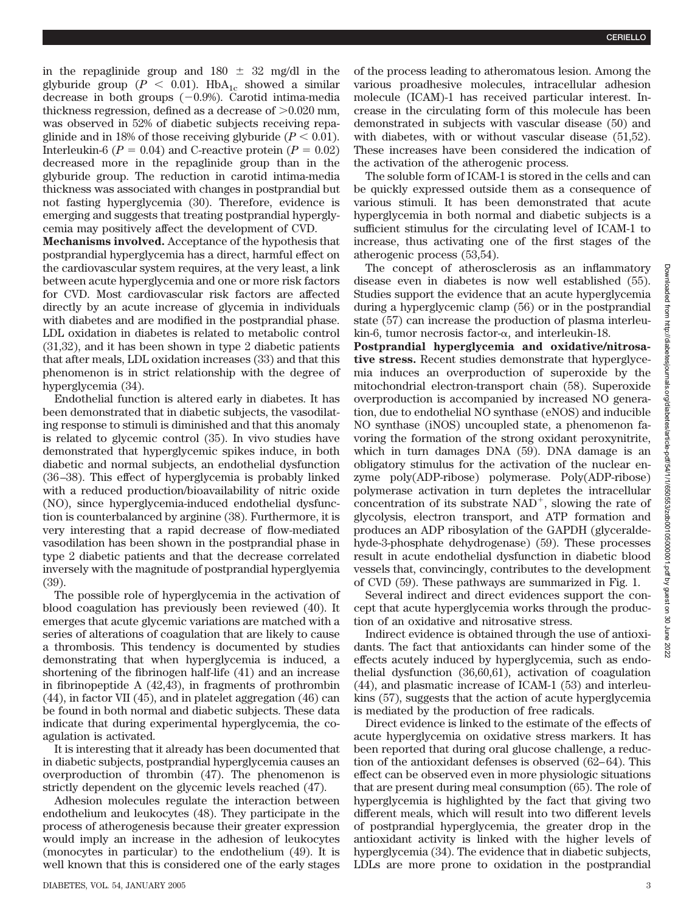in the repaglinide group and 180 ± 32 mg/dl in the glyburide group ($P < 0.01$). $HbA_{1c}$ showed a similar decrease in both groups (−0.9%). Carotid intima-media thickness regression, defined as a decrease of >0.020 mm, was observed in 52% of diabetic subjects receiving repaglinide and in 18% of those receiving glyburide ($P < 0.01$). Interleukin-6 ($P = 0.04$) and C-reactive protein ($P = 0.02$) decreased more in the repaglinide group than in the glyburide group. The reduction in carotid intima-media thickness was associated with changes in postprandial but not fasting hyperglycemia (30). Therefore, evidence is emerging and suggests that treating postprandial hyperglycemia may positively affect the development of CVD.

**Mechanisms involved.** Acceptance of the hypothesis that postprandial hyperglycemia has a direct, harmful effect on the cardiovascular system requires, at the very least, a link between acute hyperglycemia and one or more risk factors for CVD. Most cardiovascular risk factors are affected directly by an acute increase of glycemia in individuals with diabetes and are modified in the postprandial phase. LDL oxidation in diabetes is related to metabolic control (31,32), and it has been shown in type 2 diabetic patients that after meals, LDL oxidation increases (33) and that this phenomenon is in strict relationship with the degree of hyperglycemia (34).

Endothelial function is altered early in diabetes. It has been demonstrated that in diabetic subjects, the vasodilating response to stimuli is diminished and that this anomaly is related to glycemic control (35). In vivo studies have demonstrated that hyperglycemic spikes induce, in both diabetic and normal subjects, an endothelial dysfunction (36–38). This effect of hyperglycemia is probably linked with a reduced production/bioavailability of nitric oxide (NO), since hyperglycemia-induced endothelial dysfunction is counterbalanced by arginine (38). Furthermore, it is very interesting that a rapid decrease of flow-mediated vasodilation has been shown in the postprandial phase in type 2 diabetic patients and that the decrease correlated inversely with the magnitude of postprandial hyperglyemia (39).

The possible role of hyperglycemia in the activation of blood coagulation has previously been reviewed (40). It emerges that acute glycemic variations are matched with a series of alterations of coagulation that are likely to cause a thrombosis. This tendency is documented by studies demonstrating that when hyperglycemia is induced, a shortening of the fibrinogen half-life (41) and an increase in fibrinopeptide A (42,43), in fragments of prothrombin (44), in factor VII (45), and in platelet aggregation (46) can be found in both normal and diabetic subjects. These data indicate that during experimental hyperglycemia, the coagulation is activated.

It is interesting that it already has been documented that in diabetic subjects, postprandial hyperglycemia causes an overproduction of thrombin (47). The phenomenon is strictly dependent on the glycemic levels reached (47).

Adhesion molecules regulate the interaction between endothelium and leukocytes (48). They participate in the process of atherogenesis because their greater expression would imply an increase in the adhesion of leukocytes (monocytes in particular) to the endothelium (49). It is well known that this is considered one of the early stages of the process leading to atheromatous lesion. Among the various proadhesive molecules, intracellular adhesion molecule (ICAM)-1 has received particular interest. Increase in the circulating form of this molecule has been demonstrated in subjects with vascular disease (50) and with diabetes, with or without vascular disease (51,52). These increases have been considered the indication of the activation of the atherogenic process.

The soluble form of ICAM-1 is stored in the cells and can be quickly expressed outside them as a consequence of various stimuli. It has been demonstrated that acute hyperglycemia in both normal and diabetic subjects is a sufficient stimulus for the circulating level of ICAM-1 to increase, thus activating one of the first stages of the atherogenic process (53,54).

The concept of atherosclerosis as an inflammatory disease even in diabetes is now well established (55). Studies support the evidence that an acute hyperglycemia during a hyperglycemic clamp (56) or in the postprandial state (57) can increase the production of plasma interleukin-6, tumor necrosis factor-α, and interleukin-18.

**Postprandial hyperglycemia and oxidative/nitrosative stress.** Recent studies demonstrate that hyperglycemia induces an overproduction of superoxide by the mitochondrial electron-transport chain (58). Superoxide overproduction is accompanied by increased NO generation, due to endothelial NO synthase (eNOS) and inducible NO synthase (iNOS) uncoupled state, a phenomenon favoring the formation of the strong oxidant peroxynitrite, which in turn damages DNA (59). DNA damage is an obligatory stimulus for the activation of the nuclear enzyme poly(ADP-ribose) polymerase. Poly(ADP-ribose) polymerase activation in turn depletes the intracellular concentration of its substrate $NAD^+$, slowing the rate of glycolysis, electron transport, and ATP formation and produces an ADP ribosylation of the GAPDH (glyceraldehyde-3-phosphate dehydrogenase) (59). These processes result in acute endothelial dysfunction in diabetic blood vessels that, convincingly, contributes to the development of CVD (59). These pathways are summarized in Fig. 1.

Several indirect and direct evidences support the concept that acute hyperglycemia works through the production of an oxidative and nitrosative stress.

Indirect evidence is obtained through the use of antioxidants. The fact that antioxidants can hinder some of the effects acutely induced by hyperglycemia, such as endothelial dysfunction (36,60,61), activation of coagulation (44), and plasmatic increase of ICAM-1 (53) and interleukins (57), suggests that the action of acute hyperglycemia is mediated by the production of free radicals.

Direct evidence is linked to the estimate of the effects of acute hyperglycemia on oxidative stress markers. It has been reported that during oral glucose challenge, a reduction of the antioxidant defenses is observed (62–64). This effect can be observed even in more physiologic situations that are present during meal consumption (65). The role of hyperglycemia is highlighted by the fact that giving two different meals, which will result into two different levels of postprandial hyperglycemia, the greater drop in the antioxidant activity is linked with the higher levels of hyperglycemia (34). The evidence that in diabetic subjects, LDLs are more prone to oxidation in the postprandial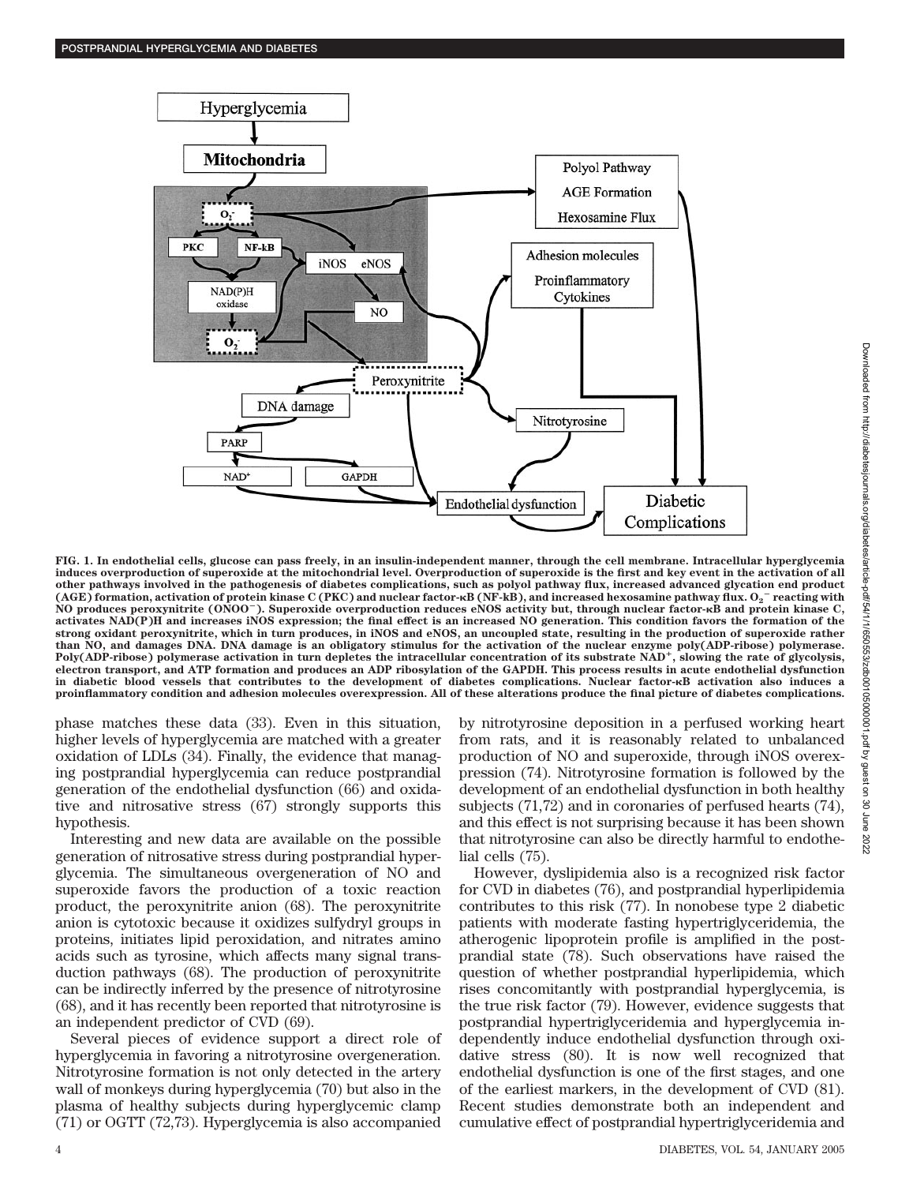FIG. 1. In endothelial cells, glucose can pass freely, in an insulin-independent manner, through the cell membrane. Intracellular hyperglycemia induces overproduction of superoxide at the mitochondrial level. Overproduction of superoxide is the first and key event in the activation of all other pathways involved in the pathogenesis of diabetes complications, such as polyol pathway flux, increased advanced glycation end product (AGE) formation, activation of protein kinase C (PKC) and nuclear factor-κB (NF-kB), and increased hexosamine pathway flux. $O_2^-$ reacting with NO produces peroxynitrite ($ONOO^-$). Superoxide overproduction reduces eNOS activity but, through nuclear factor-κB and protein kinase C, activates NAD(P)H and increases iNOS expression; the final effect is an increased NO generation. This condition favors the formation of the strong oxidant peroxynitrite, which in turn produces, in iNOS and eNOS, an uncoupled state, resulting in the production of superoxide rather than NO, and damages DNA. DNA damage is an obligatory stimulus for the activation of the nuclear enzyme poly(ADP-ribose) polymerase. Poly(ADP-ribose) polymerase activation in turn depletes the intracellular concentration of its substrate $NAD^+$, slowing the rate of glycolysis, electron transport, and ATP formation and produces an ADP ribosylation of the GAPDH. This process results in acute endothelial dysfunction in diabetic blood vessels that contributes to the development of diabetes complications. Nuclear factor-κB activation also induces a proinflammatory condition and adhesion molecules overexpression. All of these alterations produce the final picture of diabetes complications.

phase matches these data (33). Even in this situation, higher levels of hyperglycemia are matched with a greater oxidation of LDLs (34). Finally, the evidence that managing postprandial hyperglycemia can reduce postprandial generation of the endothelial dysfunction (66) and oxidative and nitrosative stress (67) strongly supports this hypothesis.

Interesting and new data are available on the possible generation of nitrosative stress during postprandial hyperglycemia. The simultaneous overgeneration of NO and superoxide favors the production of a toxic reaction product, the peroxynitrite anion (68). The peroxynitrite anion is cytotoxic because it oxidizes sulfydryl groups in proteins, initiates lipid peroxidation, and nitrates amino acids such as tyrosine, which affects many signal transduction pathways (68). The production of peroxynitrite can be indirectly inferred by the presence of nitrotyrosine (68), and it has recently been reported that nitrotyrosine is an independent predictor of CVD (69).

Several pieces of evidence support a direct role of hyperglycemia in favoring a nitrotyrosine overgeneration. Nitrotyrosine formation is not only detected in the artery wall of monkeys during hyperglycemia (70) but also in the plasma of healthy subjects during hyperglycemic clamp (71) or OGTT (72,73). Hyperglycemia is also accompanied by nitrotyrosine deposition in a perfused working heart from rats, and it is reasonably related to unbalanced production of NO and superoxide, through iNOS overexpression (74). Nitrotyrosine formation is followed by the development of an endothelial dysfunction in both healthy subjects (71,72) and in coronaries of perfused hearts (74), and this effect is not surprising because it has been shown that nitrotyrosine can also be directly harmful to endothelial cells (75).

However, dyslipidemia also is a recognized risk factor for CVD in diabetes (76), and postprandial hyperlipidemia contributes to this risk (77). In nonobese type 2 diabetic patients with moderate fasting hypertriglyceridemia, the atherogenic lipoprotein profile is amplified in the postprandial state (78). Such observations have raised the question of whether postprandial hyperlipidemia, which rises concomitantly with postprandial hyperglycemia, is the true risk factor (79). However, evidence suggests that postprandial hypertriglyceridemia and hyperglycemia independently induce endothelial dysfunction through oxidative stress (80). It is now well recognized that endothelial dysfunction is one of the first stages, and one of the earliest markers, in the development of CVD (81). Recent studies demonstrate both an independent and cumulative effect of postprandial hypertriglyceridemia and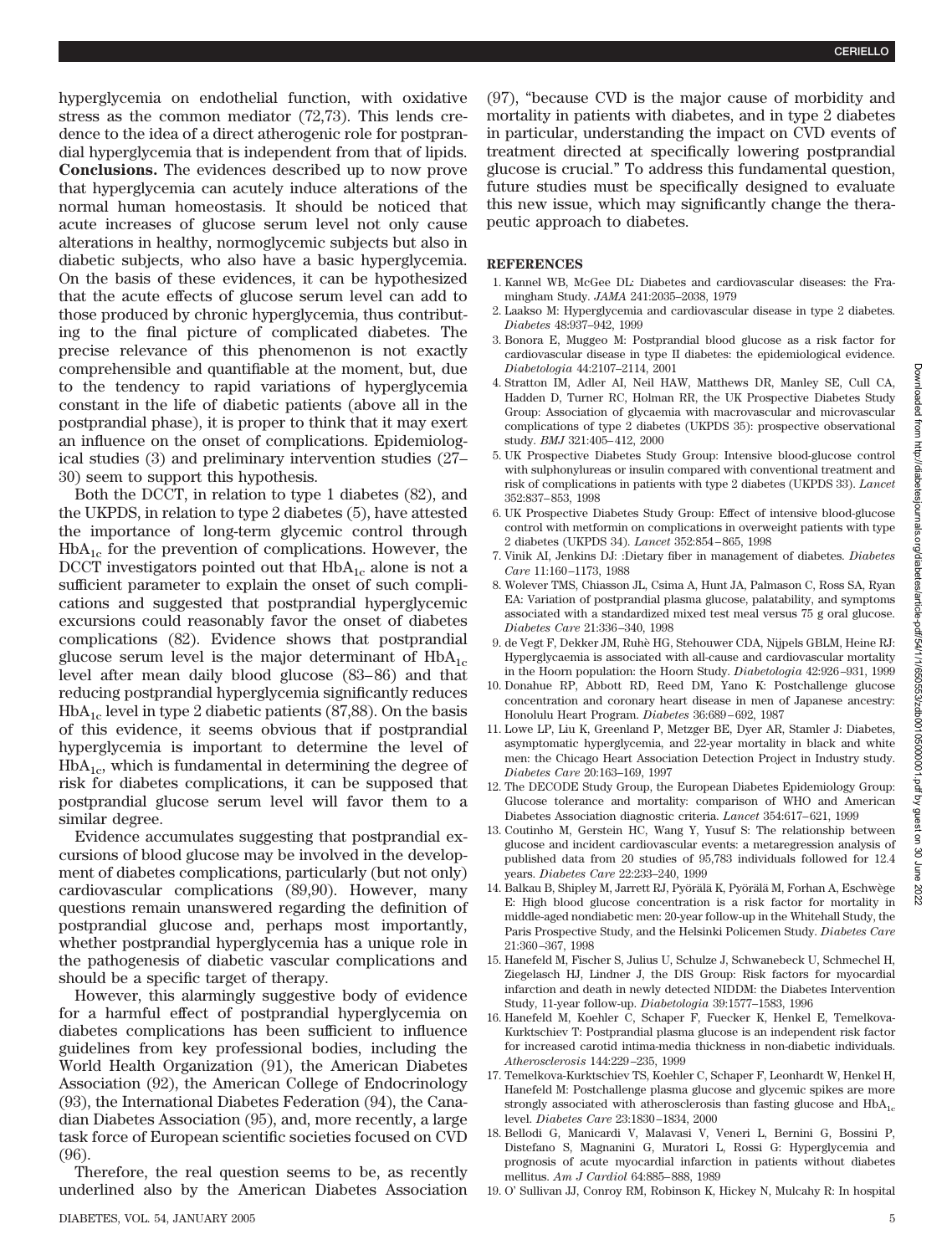hyperglycemia on endothelial function, with oxidative stress as the common mediator (72,73). This lends credence to the idea of a direct atherogenic role for postprandial hyperglycemia that is independent from that of lipids.

**Conclusions.** The evidences described up to now prove that hyperglycemia can acutely induce alterations of the normal human homeostasis. It should be noticed that acute increases of glucose serum level not only cause alterations in healthy, normoglycemic subjects but also in diabetic subjects, who also have a basic hyperglycemia. On the basis of these evidences, it can be hypothesized that the acute effects of glucose serum level can add to those produced by chronic hyperglycemia, thus contributing to the final picture of complicated diabetes. The precise relevance of this phenomenon is not exactly comprehensible and quantifiable at the moment, but, due to the tendency to rapid variations of hyperglycemia constant in the life of diabetic patients (above all in the postprandial phase), it is proper to think that it may exert an influence on the onset of complications. Epidemiological studies (3) and preliminary intervention studies (27–30) seem to support this hypothesis.

Both the DCCT, in relation to type 1 diabetes (82), and the UKPDS, in relation to type 2 diabetes (5), have attested the importance of long-term glycemic control through $HbA_{1c}$ for the prevention of complications. However, the DCCT investigators pointed out that $HbA_{1c}$ alone is not a sufficient parameter to explain the onset of such complications and suggested that postprandial hyperglycemic excursions could reasonably favor the onset of diabetes complications (82). Evidence shows that postprandial glucose serum level is the major determinant of $HbA_{1c}$ level after mean daily blood glucose (83–86) and that reducing postprandial hyperglycemia significantly reduces $HbA_{1c}$ level in type 2 diabetic patients (87,88). On the basis of this evidence, it seems obvious that if postprandial hyperglycemia is important to determine the level of $HbA_{1c}$, which is fundamental in determining the degree of risk for diabetes complications, it can be supposed that postprandial glucose serum level will favor them to a similar degree.

Evidence accumulates suggesting that postprandial excursions of blood glucose may be involved in the development of diabetes complications, particularly (but not only) cardiovascular complications (89,90). However, many questions remain unanswered regarding the definition of postprandial glucose and, perhaps most importantly, whether postprandial hyperglycemia has a unique role in the pathogenesis of diabetic vascular complications and should be a specific target of therapy.

However, this alarmingly suggestive body of evidence for a harmful effect of postprandial hyperglycemia on diabetes complications has been sufficient to influence guidelines from key professional bodies, including the World Health Organization (91), the American Diabetes Association (92), the American College of Endocrinology (93), the International Diabetes Federation (94), the Canadian Diabetes Association (95), and, more recently, a large task force of European scientific societies focused on CVD (96).

Therefore, the real question seems to be, as recently underlined also by the American Diabetes Association (97), "because CVD is the major cause of morbidity and mortality in patients with diabetes, and in type 2 diabetes in particular, understanding the impact on CVD events of treatment directed at specifically lowering postprandial glucose is crucial." To address this fundamental question, future studies must be specifically designed to evaluate this new issue, which may significantly change the therapeutic approach to diabetes.

## REFERENCES

1. Kannel WB, McGee DL: Diabetes and cardiovascular diseases: the Framingham Study. *JAMA* 241:2035–2038, 1979
2. Laakso M: Hyperglycemia and cardiovascular disease in type 2 diabetes. *Diabetes* 48:937–942, 1999
3. Bonora E, Muggeo M: Postprandial blood glucose as a risk factor for cardiovascular disease in type II diabetes: the epidemiological evidence. *Diabetologia* 44:2107–2114, 2001
4. Stratton IM, Adler AI, Neil HAW, Matthews DR, Manley SE, Cull CA, Hadden D, Turner RC, Holman RR, the UK Prospective Diabetes Study Group: Association of glycaemia with macrovascular and microvascular complications of type 2 diabetes (UKPDS 35): prospective observational study. *BMJ* 321:405–412, 2000
5. UK Prospective Diabetes Study Group: Intensive blood-glucose control with sulphonylureas or insulin compared with conventional treatment and risk of complications in patients with type 2 diabetes (UKPDS 33). *Lancet* 352:837–853, 1998
6. UK Prospective Diabetes Study Group: Effect of intensive blood-glucose control with metformin on complications in overweight patients with type 2 diabetes (UKPDS 34). *Lancet* 352:854–865, 1998
7. Vinik AI, Jenkins DJ: :Dietary fiber in management of diabetes. *Diabetes Care* 11:160–1173, 1988
8. Wolever TMS, Chiasson JL, Csima A, Hunt JA, Palmason C, Ross SA, Ryan EA: Variation of postprandial plasma glucose, palatability, and symptoms associated with a standardized mixed test meal versus 75 g oral glucose. *Diabetes Care* 21:336–340, 1998
9. de Vegt F, Dekker JM, Ruhè HG, Stehouwer CDA, Nijpels GBLM, Heine RJ: Hyperglycaemia is associated with all-cause and cardiovascular mortality in the Hoorn population: the Hoorn Study. *Diabetologia* 42:926–931, 1999
10. Donahue RP, Abbott RD, Reed DM, Yano K: Postchallenge glucose concentration and coronary heart disease in men of Japanese ancestry: Honolulu Heart Program. *Diabetes* 36:689–692, 1987
11. Lowe LP, Liu K, Greenland P, Metzger BE, Dyer AR, Stamler J: Diabetes, asymptomatic hyperglycemia, and 22-year mortality in black and white men: the Chicago Heart Association Detection Project in Industry study. *Diabetes Care* 20:163–169, 1997
12. The DECODE Study Group, the European Diabetes Epidemiology Group: Glucose tolerance and mortality: comparison of WHO and American Diabetes Association diagnostic criteria. *Lancet* 354:617–621, 1999
13. Coutinho M, Gerstein HC, Wang Y, Yusuf S: The relationship between glucose and incident cardiovascular events: a metaregression analysis of published data from 20 studies of 95,783 individuals followed for 12.4 years. *Diabetes Care* 22:233–240, 1999
14. Balkau B, Shipley M, Jarrett RJ, Pyörälä K, Pyörälä M, Forhan A, Eschwège E: High blood glucose concentration is a risk factor for mortality in middle-aged nondiabetic men: 20-year follow-up in the Whitehall Study, the Paris Prospective Study, and the Helsinki Policemen Study. *Diabetes Care* 21:360–367, 1998
15. Hanefeld M, Fischer S, Julius U, Schulze J, Schwanebeck U, Schmechel H, Ziegelasch HJ, Lindner J, the DIS Group: Risk factors for myocardial infarction and death in newly detected NIDDM: the Diabetes Intervention Study, 11-year follow-up. *Diabetologia* 39:1577–1583, 1996
16. Hanefeld M, Koehler C, Schaper F, Fuecker K, Henkel E, Temelkova-Kurktschiev T: Postprandial plasma glucose is an independent risk factor for increased carotid intima-media thickness in non-diabetic individuals. *Atherosclerosis* 144:229–235, 1999
17. Temelkova-Kurktschiev TS, Koehler C, Schaper F, Leonhardt W, Henkel H, Hanefeld M: Postchallenge plasma glucose and glycemic spikes are more strongly associated with atherosclerosis than fasting glucose and $HbA_{1c}$ level. *Diabetes Care* 23:1830–1834, 2000
18. Bellodi G, Manicardi V, Malavasi V, Veneri L, Bernini G, Bossini P, Distefano S, Magnanini G, Muratori L, Rossi G: Hyperglycemia and prognosis of acute myocardial infarction in patients without diabetes mellitus. *Am J Cardiol* 64:885–888, 1989
19. O' Sullivan JJ, Conroy RM, Robinson K, Hickey N, Mulcahy R: In hospital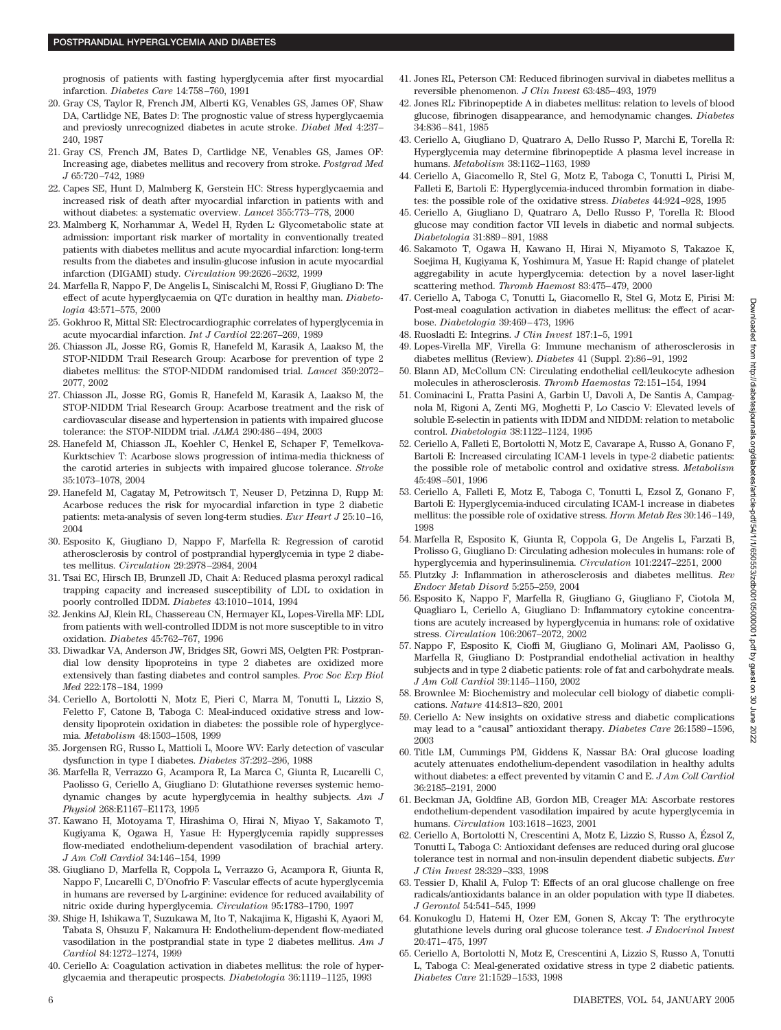prognosis of patients with fasting hyperglycemia after first myocardial infarction. *Diabetes Care* 14:758–760, 1991

20. Gray CS, Taylor R, French JM, Alberti KG, Venables GS, James OF, Shaw DA, Cartlidge NE, Bates D: The prognostic value of stress hyperglycaemia and previosly unrecognized diabetes in acute stroke. *Diabet Med* 4:237–240, 1987
21. Gray CS, French JM, Bates D, Cartlidge NE, Venables GS, James OF: Increasing age, diabetes mellitus and recovery from stroke. *Postgrad Med J* 65:720–742, 1989
22. Capes SE, Hunt D, Malmberg K, Gerstein HC: Stress hyperglycaemia and increased risk of death after myocardial infarction in patients with and without diabetes: a systematic overview. *Lancet* 355:773–778, 2000
23. Malmberg K, Norhammar A, Wedel H, Ryden L: Glycometabolic state at admission: important risk marker of mortality in conventionally treated patients with diabetes mellitus and acute myocardial infarction: long-term results from the diabetes and insulin-glucose infusion in acute myocardial infarction (DIGAMI) study. *Circulation* 99:2626–2632, 1999
24. Marfella R, Nappo F, De Angelis L, Siniscalchi M, Rossi F, Giugliano D: The effect of acute hyperglycaemia on QTc duration in healthy man. *Diabetologia* 43:571–575, 2000
25. Gokhroo R, Mittal SR: Electrocardiographic correlates of hyperglycemia in acute myocardial infarction. *Int J Cardiol* 22:267–269, 1989
26. Chiasson JL, Josse RG, Gomis R, Hanefeld M, Karasik A, Laakso M, the STOP-NIDDM Trail Research Group: Acarbose for prevention of type 2 diabetes mellitus: the STOP-NIDDM randomised trial. *Lancet* 359:2072–2077, 2002
27. Chiasson JL, Josse RG, Gomis R, Hanefeld M, Karasik A, Laakso M, the STOP-NIDDM Trial Research Group: Acarbose treatment and the risk of cardiovascular disease and hypertension in patients with impaired glucose tolerance: the STOP-NIDDM trial. *JAMA* 290:486–494, 2003
28. Hanefeld M, Chiasson JL, Koehler C, Henkel E, Schaper F, Temelkova-Kurktschiev T: Acarbose slows progression of intima-media thickness of the carotid arteries in subjects with impaired glucose tolerance. *Stroke* 35:1073–1078, 2004
29. Hanefeld M, Cagatay M, Petrowitsch T, Neuser D, Petzinna D, Rupp M: Acarbose reduces the risk for myocardial infarction in type 2 diabetic patients: meta-analysis of seven long-term studies. *Eur Heart J* 25:10–16, 2004
30. Esposito K, Giugliano D, Nappo F, Marfella R: Regression of carotid atherosclerosis by control of postprandial hyperglycemia in type 2 diabetes mellitus. *Circulation* 29:2978–2984, 2004
31. Tsai EC, Hirsch IB, Brunzell JD, Chait A: Reduced plasma peroxyl radical trapping capacity and increased susceptibility of LDL to oxidation in poorly controlled IDDM. *Diabetes* 43:1010–1014, 1994
32. Jenkins AJ, Klein RL, Chassereau CN, Hermayer KL, Lopes-Virella MF: LDL from patients with well-controlled IDDM is not more susceptible to in vitro oxidation. *Diabetes* 45:762–767, 1996
33. Diwadkar VA, Anderson JW, Bridges SR, Gowri MS, Oelgten PR: Postprandial low density lipoproteins in type 2 diabetes are oxidized more extensively than fasting diabetes and control samples. *Proc Soc Exp Biol Med* 222:178–184, 1999
34. Ceriello A, Bortolotti N, Motz E, Pieri C, Marra M, Tonutti L, Lizzio S, Feletto F, Catone B, Taboga C: Meal-induced oxidative stress and low-density lipoprotein oxidation in diabetes: the possible role of hyperglycemia. *Metabolism* 48:1503–1508, 1999
35. Jorgensen RG, Russo L, Mattioli L, Moore WV: Early detection of vascular dysfunction in type I diabetes. *Diabetes* 37:292–296, 1988
36. Marfella R, Verrazzo G, Acampora R, La Marca C, Giunta R, Lucarelli C, Paolisso G, Ceriello A, Giugliano D: Glutathione reverses systemic hemodynamic changes by acute hyperglycemia in healthy subjects. *Am J Physiol* 268:E1167–E1173, 1995
37. Kawano H, Motoyama T, Hirashima O, Hirai N, Miyao Y, Sakamoto T, Kugiyama K, Ogawa H, Yasue H: Hyperglycemia rapidly suppresses flow-mediated endothelium-dependent vasodilation of brachial artery. *J Am Coll Cardiol* 34:146–154, 1999
38. Giugliano D, Marfella R, Coppola L, Verrazzo G, Acampora R, Giunta R, Nappo F, Lucarelli C, D'Onofrio F: Vascular effects of acute hyperglycemia in humans are reversed by L-arginine: evidence for reduced availability of nitric oxide during hyperglycemia. *Circulation* 95:1783–1790, 1997
39. Shige H, Ishikawa T, Suzukawa M, Ito T, Nakajima K, Higashi K, Ayaori M, Tabata S, Ohsuzu F, Nakamura H: Endothelium-dependent flow-mediated vasodilation in the postprandial state in type 2 diabetes mellitus. *Am J Cardiol* 84:1272–1274, 1999
40. Ceriello A: Coagulation activation in diabetes mellitus: the role of hyperglycaemia and therapeutic prospects. *Diabetologia* 36:1119–1125, 1993
41. Jones RL, Peterson CM: Reduced fibrinogen survival in diabetes mellitus a reversible phenomenon. *J Clin Invest* 63:485–493, 1979
42. Jones RL: Fibrinopeptide A in diabetes mellitus: relation to levels of blood glucose, fibrinogen disappearance, and hemodynamic changes. *Diabetes* 34:836–841, 1985
43. Ceriello A, Giugliano D, Quatraro A, Dello Russo P, Marchi E, Torella R: Hyperglycemia may determine fibrinopeptide A plasma level increase in humans. *Metabolism* 38:1162–1163, 1989
44. Ceriello A, Giacomello R, Stel G, Motz E, Taboga C, Tonutti L, Pirisi M, Falleti E, Bartoli E: Hyperglycemia-induced thrombin formation in diabetes: the possible role of the oxidative stress. *Diabetes* 44:924–928, 1995
45. Ceriello A, Giugliano D, Quatraro A, Dello Russo P, Torella R: Blood glucose may condition factor VII levels in diabetic and normal subjects. *Diabetologia* 31:889–891, 1988
46. Sakamoto T, Ogawa H, Kawano H, Hirai N, Miyamoto S, Takazoe K, Soejima H, Kugiyama K, Yoshimura M, Yasue H: Rapid change of platelet aggregability in acute hyperglycemia: detection by a novel laser-light scattering method. *Thromb Haemost* 83:475–479, 2000
47. Ceriello A, Taboga C, Tonutti L, Giacomello R, Stel G, Motz E, Pirisi M: Post-meal coagulation activation in diabetes mellitus: the effect of acarbose. *Diabetologia* 39:469–473, 1996
48. Ruosladti E: Integrins. *J Clin Invest* 187:1–5, 1991
49. Lopes-Virella MF, Virella G: Immune mechanism of atherosclerosis in diabetes mellitus (Review). *Diabetes* 41 (Suppl. 2):86–91, 1992
50. Blann AD, McCollum CN: Circulating endothelial cell/leukocyte adhesion molecules in atherosclerosis. *Thromb Haemostas* 72:151–154, 1994
51. Cominacini L, Fratta Pasini A, Garbin U, Davoli A, De Santis A, Campagnola M, Rigoni A, Zenti MG, Moghetti P, Lo Cascio V: Elevated levels of soluble E-selectin in patients with IDDM and NIDDM: relation to metabolic control. *Diabetologia* 38:1122–1124, 1995
52. Ceriello A, Falleti E, Bortolotti N, Motz E, Cavarape A, Russo A, Gonano F, Bartoli E: Increased circulating ICAM-1 levels in type-2 diabetic patients: the possible role of metabolic control and oxidative stress. *Metabolism* 45:498–501, 1996
53. Ceriello A, Falleti E, Motz E, Taboga C, Tonutti L, Ezsol Z, Gonano F, Bartoli E: Hyperglycemia-induced circulating ICAM-1 increase in diabetes mellitus: the possible role of oxidative stress. *Horm Metab Res* 30:146–149, 1998
54. Marfella R, Esposito K, Giunta R, Coppola G, De Angelis L, Farzati B, Prolisso G, Giugliano D: Circulating adhesion molecules in humans: role of hyperglycemia and hyperinsulinemia. *Circulation* 101:2247–2251, 2000
55. Plutzky J: Inflammation in atherosclerosis and diabetes mellitus. *Rev Endocr Metab Disord* 5:255–259, 2004
56. Esposito K, Nappo F, Marfella R, Giugliano G, Giugliano F, Ciotola M, Quagliaro L, Ceriello A, Giugliano D: Inflammatory cytokine concentrations are acutely increased by hyperglycemia in humans: role of oxidative stress. *Circulation* 106:2067–2072, 2002
57. Nappo F, Esposito K, Cioffi M, Giugliano G, Molinari AM, Paolisso G, Marfella R, Giugliano D: Postprandial endothelial activation in healthy subjects and in type 2 diabetic patients: role of fat and carbohydrate meals. *J Am Coll Cardiol* 39:1145–1150, 2002
58. Brownlee M: Biochemistry and molecular cell biology of diabetic complications. *Nature* 414:813–820, 2001
59. Ceriello A: New insights on oxidative stress and diabetic complications may lead to a "causal" antioxidant therapy. *Diabetes Care* 26:1589–1596, 2003
60. Title LM, Cummings PM, Giddens K, Nassar BA: Oral glucose loading acutely attenuates endothelium-dependent vasodilation in healthy adults without diabetes: a effect prevented by vitamin C and E. *J Am Coll Cardiol* 36:2185–2191, 2000
61. Beckman JA, Goldfine AB, Gordon MB, Creager MA: Ascorbate restores endothelium-dependent vasodilation impaired by acute hyperglycemia in humans. *Circulation* 103:1618–1623, 2001
62. Ceriello A, Bortolotti N, Crescentini A, Motz E, Lizzio S, Russo A, Ézsol Z, Tonutti L, Taboga C: Antioxidant defenses are reduced during oral glucose tolerance test in normal and non-insulin dependent diabetic subjects. *Eur J Clin Invest* 28:329–333, 1998
63. Tessier D, Khalil A, Fulop T: Effects of an oral glucose challenge on free radicals/antioxidants balance in an older population with type II diabetes. *J Gerontol* 54:541–545, 1999
64. Konukoglu D, Hatemi H, Ozer EM, Gonen S, Akcay T: The erythrocyte glutathione levels during oral glucose tolerance test. *J Endocrinol Invest* 20:471–475, 1997
65. Ceriello A, Bortolotti N, Motz E, Crescentini A, Lizzio S, Russo A, Tonutti L, Taboga C: Meal-generated oxidative stress in type 2 diabetic patients. *Diabetes Care* 21:1529–1533, 1998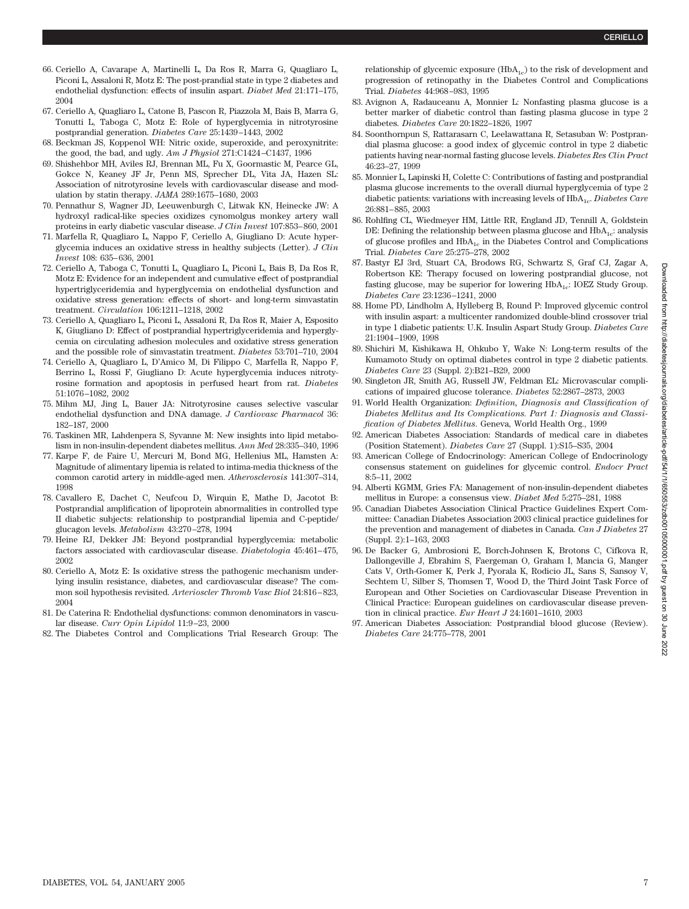66. Ceriello A, Cavarape A, Martinelli L, Da Ros R, Marra G, Quagliaro L, Piconi L, Assaloni R, Motz E: The post-prandial state in type 2 diabetes and endothelial dysfunction: effects of insulin aspart. *Diabet Med* 21:171–175, 2004
67. Ceriello A, Quagliaro L, Catone B, Pascon R, Piazzola M, Bais B, Marra G, Tonutti L, Taboga C, Motz E: Role of hyperglycemia in nitrotyrosine postprandial generation. *Diabetes Care* 25:1439–1443, 2002
68. Beckman JS, Koppenol WH: Nitric oxide, superoxide, and peroxynitrite: the good, the bad, and ugly. *Am J Physiol* 271:C1424–C1437, 1996
69. Shishehbor MH, Aviles RJ, Brennan ML, Fu X, Goormastic M, Pearce GL, Gokce N, Keaney JF Jr, Penn MS, Sprecher DL, Vita JA, Hazen SL: Association of nitrotyrosine levels with cardiovascular disease and modulation by statin therapy. *JAMA* 289:1675–1680, 2003
70. Pennathur S, Wagner JD, Leeuwenburgh C, Litwak KN, Heinecke JW: A hydroxyl radical-like species oxidizes cynomolgus monkey artery wall proteins in early diabetic vascular disease. *J Clin Invest* 107:853–860, 2001
71. Marfella R, Quagliaro L, Nappo F, Ceriello A, Giugliano D: Acute hyperglycemia induces an oxidative stress in healthy subjects (Letter). *J Clin Invest* 108: 635–636, 2001
72. Ceriello A, Taboga C, Tonutti L, Quagliaro L, Piconi L, Bais B, Da Ros R, Motz E: Evidence for an independent and cumulative effect of postprandial hypertriglyceridemia and hyperglycemia on endothelial dysfunction and oxidative stress generation: effects of short- and long-term simvastatin treatment. *Circulation* 106:1211–1218, 2002
73. Ceriello A, Quagliaro L, Piconi L, Assaloni R, Da Ros R, Maier A, Esposito K, Giugliano D: Effect of postprandial hypertriglyceridemia and hyperglycemia on circulating adhesion molecules and oxidative stress generation and the possible role of simvastatin treatment. *Diabetes* 53:701–710, 2004
74. Ceriello A, Quagliaro L, D'Amico M, Di Filippo C, Marfella R, Nappo F, Berrino L, Rossi F, Giugliano D: Acute hyperglycemia induces nitrotyrosine formation and apoptosis in perfused heart from rat. *Diabetes* 51:1076–1082, 2002
75. Mihm MJ, Jing L, Bauer JA: Nitrotyrosine causes selective vascular endothelial dysfunction and DNA damage. *J Cardiovasc Pharmacol* 36: 182–187, 2000
76. Taskinen MR, Lahdenpera S, Syvanne M: New insights into lipid metabolism in non-insulin-dependent diabetes mellitus. *Ann Med* 28:335–340, 1996
77. Karpe F, de Faire U, Mercuri M, Bond MG, Hellenius ML, Hamsten A: Magnitude of alimentary lipemia is related to intima-media thickness of the common carotid artery in middle-aged men. *Atherosclerosis* 141:307–314, 1998
78. Cavallero E, Dachet C, Neufcou D, Wirquin E, Mathe D, Jacotot B: Postprandial amplification of lipoprotein abnormalities in controlled type II diabetic subjects: relationship to postprandial lipemia and C-peptide/glucagon levels. *Metabolism* 43:270–278, 1994
79. Heine RJ, Dekker JM: Beyond postprandial hyperglycemia: metabolic factors associated with cardiovascular disease. *Diabetologia* 45:461–475, 2002
80. Ceriello A, Motz E: Is oxidative stress the pathogenic mechanism underlying insulin resistance, diabetes, and cardiovascular disease? The common soil hypothesis revisited. *Arterioscler Thromb Vasc Biol* 24:816–823, 2004
81. De Caterina R: Endothelial dysfunctions: common denominators in vascular disease. *Curr Opin Lipidol* 11:9–23, 2000
82. The Diabetes Control and Complications Trial Research Group: The relationship of glycemic exposure ($HbA_{1c}$) to the risk of development and progression of retinopathy in the Diabetes Control and Complications Trial. *Diabetes* 44:968–983, 1995
83. Avignon A, Radauceanu A, Monnier L: Nonfasting plasma glucose is a better marker of diabetic control than fasting plasma glucose in type 2 diabetes. *Diabetes Care* 20:1822–1826, 1997
84. Soonthornpun S, Rattarasarn C, Leelawattana R, Setasuban W: Postprandial plasma glucose: a good index of glycemic control in type 2 diabetic patients having near-normal fasting glucose levels. *Diabetes Res Clin Pract* 46:23–27, 1999
85. Monnier L, Lapinski H, Colette C: Contributions of fasting and postprandial plasma glucose increments to the overall diurnal hyperglycemia of type 2 diabetic patients: variations with increasing levels of $HbA_{1c}$. *Diabetes Care* 26:881–885, 2003
86. Rohlfing CL, Wiedmeyer HM, Little RR, England JD, Tennill A, Goldstein DE: Defining the relationship between plasma glucose and $HbA_{1c}$: analysis of glucose profiles and $HbA_{1c}$ in the Diabetes Control and Complications Trial. *Diabetes Care* 25:275–278, 2002
87. Bastyr EJ 3rd, Stuart CA, Brodows RG, Schwartz S, Graf CJ, Zagar A, Robertson KE: Therapy focused on lowering postprandial glucose, not fasting glucose, may be superior for lowering $HbA_{1c}$: IOEZ Study Group. *Diabetes Care* 23:1236–1241, 2000
88. Home PD, Lindholm A, Hylleberg B, Round P: Improved glycemic control with insulin aspart: a multicenter randomized double-blind crossover trial in type 1 diabetic patients: U.K. Insulin Aspart Study Group. *Diabetes Care* 21:1904–1909, 1998
89. Shichiri M, Kishikawa H, Ohkubo Y, Wake N: Long-term results of the Kumamoto Study on optimal diabetes control in type 2 diabetic patients. *Diabetes Care* 23 (Suppl. 2):B21–B29, 2000
90. Singleton JR, Smith AG, Russell JW, Feldman EL: Microvascular complications of impaired glucose tolerance. *Diabetes* 52:2867–2873, 2003
91. World Health Organization: *Definition, Diagnosis and Classification of Diabetes Mellitus and Its Complications. Part 1: Diagnosis and Classification of Diabetes Mellitus*. Geneva, World Health Org., 1999
92. American Diabetes Association: Standards of medical care in diabetes (Position Statement). *Diabetes Care* 27 (Suppl. 1):S15–S35, 2004
93. American College of Endocrinology: American College of Endocrinology consensus statement on guidelines for glycemic control. *Endocr Pract* 8:5–11, 2002
94. Alberti KGMM, Gries FA: Management of non-insulin-dependent diabetes mellitus in Europe: a consensus view. *Diabet Med* 5:275–281, 1988
95. Canadian Diabetes Association Clinical Practice Guidelines Expert Committee: Canadian Diabetes Association 2003 clinical practice guidelines for the prevention and management of diabetes in Canada. *Can J Diabetes* 27 (Suppl. 2):1–163, 2003
96. De Backer G, Ambrosioni E, Borch-Johnsen K, Brotons C, Cifkova R, Dallongeville J, Ebrahim S, Faergeman O, Graham I, Mancia G, Manger Cats V, Orth-Gomer K, Perk J, Pyorala K, Rodicio JL, Sans S, Sansoy V, Sechtem U, Silber S, Thomsen T, Wood D, the Third Joint Task Force of European and Other Societies on Cardiovascular Disease Prevention in Clinical Practice: European guidelines on cardiovascular disease prevention in clinical practice. *Eur Heart J* 24:1601–1610, 2003
97. American Diabetes Association: Postprandial blood glucose (Review). *Diabetes Care* 24:775–778, 2001